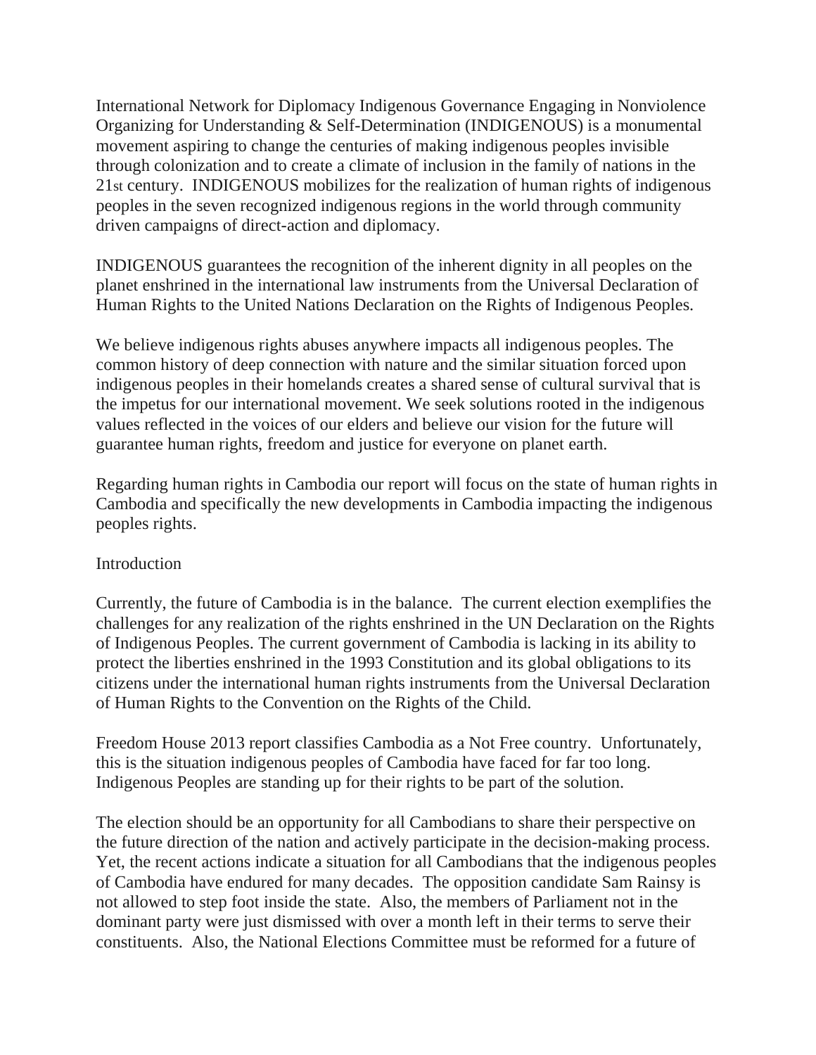International Network for Diplomacy Indigenous Governance Engaging in Nonviolence Organizing for Understanding & Self-Determination (INDIGENOUS) is a monumental movement aspiring to change the centuries of making indigenous peoples invisible through colonization and to create a climate of inclusion in the family of nations in the 21st century. INDIGENOUS mobilizes for the realization of human rights of indigenous peoples in the seven recognized indigenous regions in the world through community driven campaigns of direct-action and diplomacy.

INDIGENOUS guarantees the recognition of the inherent dignity in all peoples on the planet enshrined in the international law instruments from the Universal Declaration of Human Rights to the United Nations Declaration on the Rights of Indigenous Peoples.

We believe indigenous rights abuses anywhere impacts all indigenous peoples. The common history of deep connection with nature and the similar situation forced upon indigenous peoples in their homelands creates a shared sense of cultural survival that is the impetus for our international movement. We seek solutions rooted in the indigenous values reflected in the voices of our elders and believe our vision for the future will guarantee human rights, freedom and justice for everyone on planet earth.

Regarding human rights in Cambodia our report will focus on the state of human rights in Cambodia and specifically the new developments in Cambodia impacting the indigenous peoples rights.

## Introduction

Currently, the future of Cambodia is in the balance. The current election exemplifies the challenges for any realization of the rights enshrined in the UN Declaration on the Rights of Indigenous Peoples. The current government of Cambodia is lacking in its ability to protect the liberties enshrined in the 1993 Constitution and its global obligations to its citizens under the international human rights instruments from the Universal Declaration of Human Rights to the Convention on the Rights of the Child.

Freedom House 2013 report classifies Cambodia as a Not Free country. Unfortunately, this is the situation indigenous peoples of Cambodia have faced for far too long. Indigenous Peoples are standing up for their rights to be part of the solution.

The election should be an opportunity for all Cambodians to share their perspective on the future direction of the nation and actively participate in the decision-making process. Yet, the recent actions indicate a situation for all Cambodians that the indigenous peoples of Cambodia have endured for many decades. The opposition candidate Sam Rainsy is not allowed to step foot inside the state. Also, the members of Parliament not in the dominant party were just dismissed with over a month left in their terms to serve their constituents. Also, the National Elections Committee must be reformed for a future of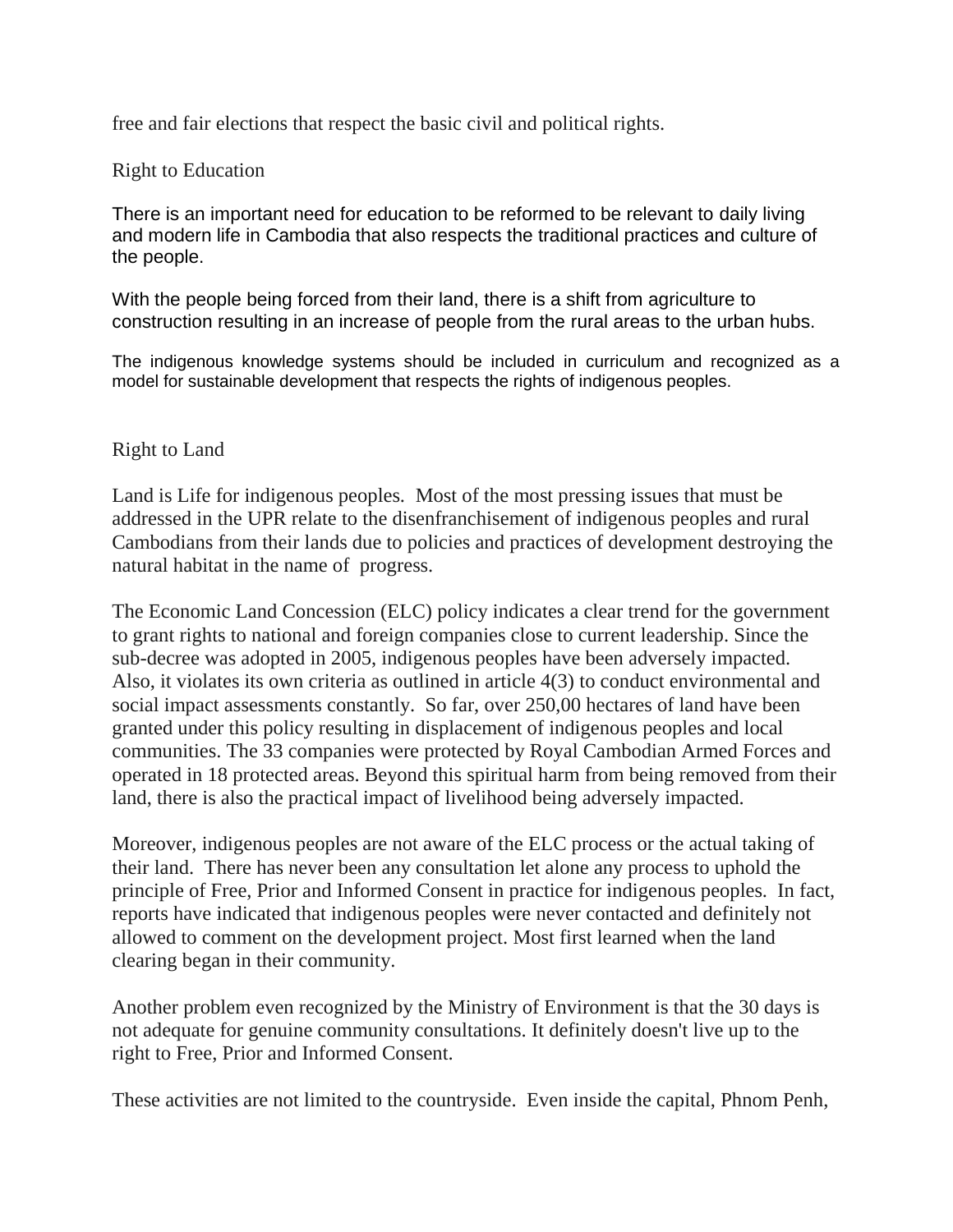free and fair elections that respect the basic civil and political rights.

## Right to Education

There is an important need for education to be reformed to be relevant to daily living and modern life in Cambodia that also respects the traditional practices and culture of the people.

With the people being forced from their land, there is a shift from agriculture to construction resulting in an increase of people from the rural areas to the urban hubs.

The indigenous knowledge systems should be included in curriculum and recognized as a model for sustainable development that respects the rights of indigenous peoples.

## Right to Land

Land is Life for indigenous peoples. Most of the most pressing issues that must be addressed in the UPR relate to the disenfranchisement of indigenous peoples and rural Cambodians from their lands due to policies and practices of development destroying the natural habitat in the name of progress.

The Economic Land Concession (ELC) policy indicates a clear trend for the government to grant rights to national and foreign companies close to current leadership. Since the sub-decree was adopted in 2005, indigenous peoples have been adversely impacted. Also, it violates its own criteria as outlined in article 4(3) to conduct environmental and social impact assessments constantly. So far, over 250,00 hectares of land have been granted under this policy resulting in displacement of indigenous peoples and local communities. The 33 companies were protected by Royal Cambodian Armed Forces and operated in 18 protected areas. Beyond this spiritual harm from being removed from their land, there is also the practical impact of livelihood being adversely impacted.

Moreover, indigenous peoples are not aware of the ELC process or the actual taking of their land. There has never been any consultation let alone any process to uphold the principle of Free, Prior and Informed Consent in practice for indigenous peoples. In fact, reports have indicated that indigenous peoples were never contacted and definitely not allowed to comment on the development project. Most first learned when the land clearing began in their community.

Another problem even recognized by the Ministry of Environment is that the 30 days is not adequate for genuine community consultations. It definitely doesn't live up to the right to Free, Prior and Informed Consent.

These activities are not limited to the countryside. Even inside the capital, Phnom Penh,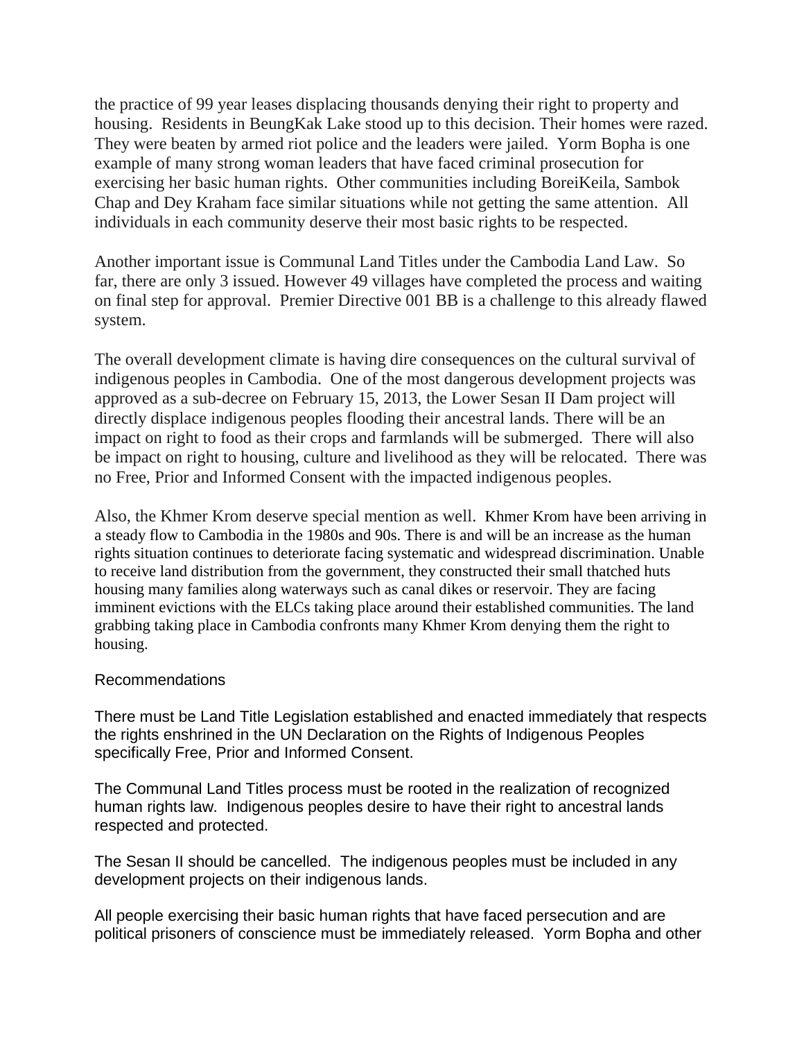the practice of 99 year leases displacing thousands denying their right to property and housing. Residents in BeungKak Lake stood up to this decision. Their homes were razed. They were beaten by armed riot police and the leaders were jailed. Yorm Bopha is one example of many strong woman leaders that have faced criminal prosecution for exercising her basic human rights. Other communities including BoreiKeila, Sambok Chap and Dey Kraham face similar situations while not getting the same attention. All individuals in each community deserve their most basic rights to be respected.

Another important issue is Communal Land Titles under the Cambodia Land Law. So far, there are only 3 issued. However 49 villages have completed the process and waiting on final step for approval. Premier Directive 001 BB is a challenge to this already flawed system.

The overall development climate is having dire consequences on the cultural survival of indigenous peoples in Cambodia. One of the most dangerous development projects was approved as a sub-decree on February 15, 2013, the Lower Sesan II Dam project will directly displace indigenous peoples flooding their ancestral lands. There will be an impact on right to food as their crops and farmlands will be submerged. There will also be impact on right to housing, culture and livelihood as they will be relocated. There was no Free, Prior and Informed Consent with the impacted indigenous peoples.

Also, the Khmer Krom deserve special mention as well. Khmer Krom have been arriving in a steady flow to Cambodia in the 1980s and 90s. There is and will be an increase as the human rights situation continues to deteriorate facing systematic and widespread discrimination. Unable to receive land distribution from the government, they constructed their small thatched huts housing many families along waterways such as canal dikes or reservoir. They are facing imminent evictions with the ELCs taking place around their established communities. The land grabbing taking place in Cambodia confronts many Khmer Krom denying them the right to housing.

## Recommendations

There must be Land Title Legislation established and enacted immediately that respects the rights enshrined in the UN Declaration on the Rights of Indigenous Peoples specifically Free, Prior and Informed Consent.

The Communal Land Titles process must be rooted in the realization of recognized human rights law. Indigenous peoples desire to have their right to ancestral lands respected and protected.

The Sesan II should be cancelled. The indigenous peoples must be included in any development projects on their indigenous lands.

All people exercising their basic human rights that have faced persecution and are political prisoners of conscience must be immediately released. Yorm Bopha and other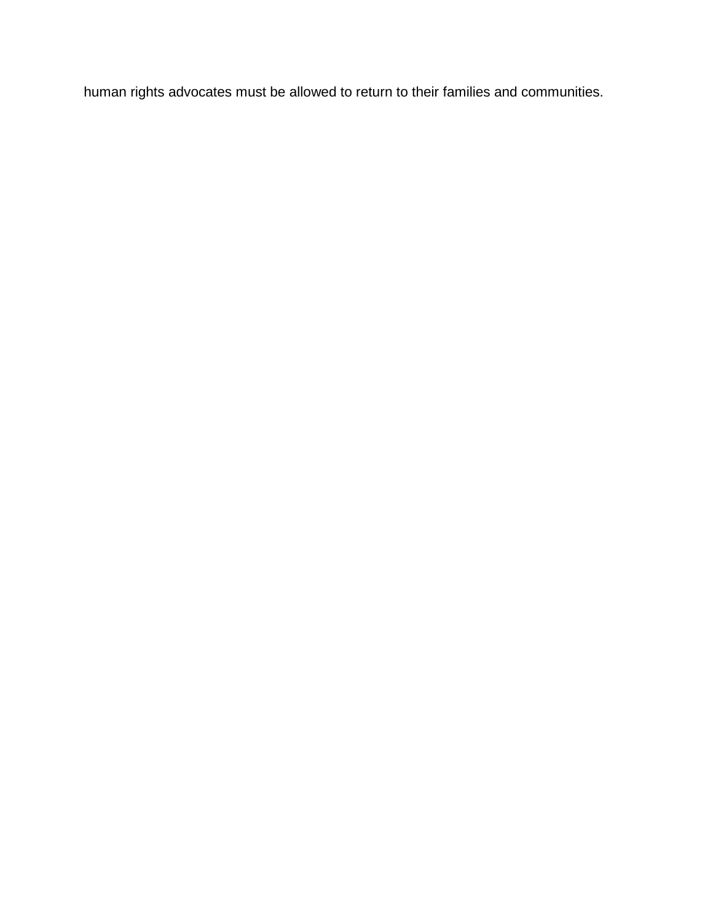human rights advocates must be allowed to return to their families and communities.